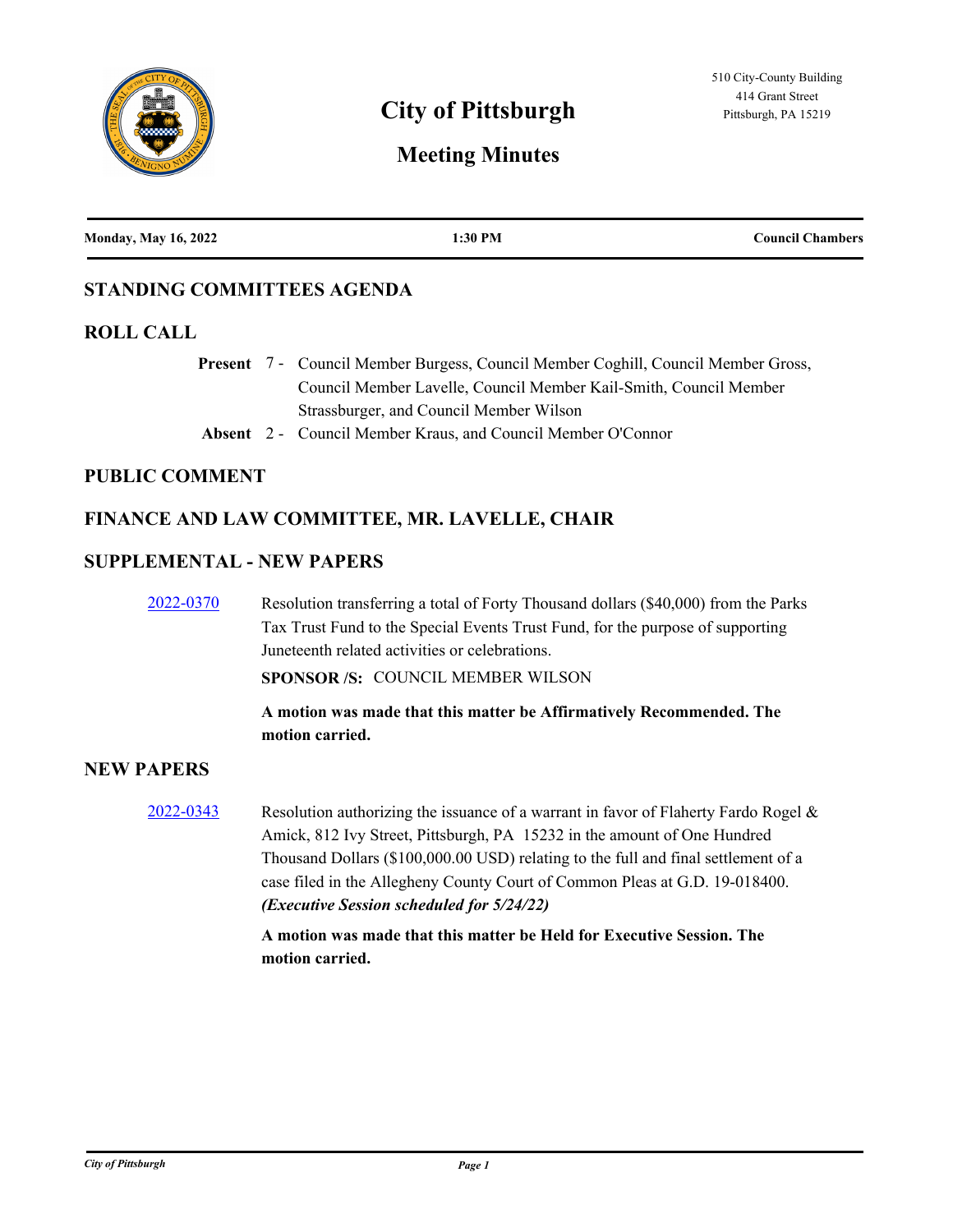510 City-County Building
414 Grant Street
Pittsburgh, PA 15219

# City of Pittsburgh

## Meeting Minutes

**Monday, May 16, 2022** **1:30 PM** **Council Chambers**

## STANDING COMMITTEES AGENDA

## ROLL CALL

**Present** 7 - Council Member Burgess, Council Member Coghill, Council Member Gross, Council Member Lavelle, Council Member Kail-Smith, Council Member Strassburger, and Council Member Wilson

**Absent** 2 - Council Member Kraus, and Council Member O'Connor

## PUBLIC COMMENT

## FINANCE AND LAW COMMITTEE, MR. LAVELLE, CHAIR

## SUPPLEMENTAL - NEW PAPERS

2022-0370 Resolution transferring a total of Forty Thousand dollars ($40,000) from the Parks Tax Trust Fund to the Special Events Trust Fund, for the purpose of supporting Juneteenth related activities or celebrations.

**SPONSOR /S:** COUNCIL MEMBER WILSON

**A motion was made that this matter be Affirmatively Recommended. The motion carried.**

## NEW PAPERS

2022-0343 Resolution authorizing the issuance of a warrant in favor of Flaherty Fardo Rogel & Amick, 812 Ivy Street, Pittsburgh, PA 15232 in the amount of One Hundred Thousand Dollars ($100,000.00 USD) relating to the full and final settlement of a case filed in the Allegheny County Court of Common Pleas at G.D. 19-018400. ***(Executive Session scheduled for 5/24/22)***

**A motion was made that this matter be Held for Executive Session. The motion carried.**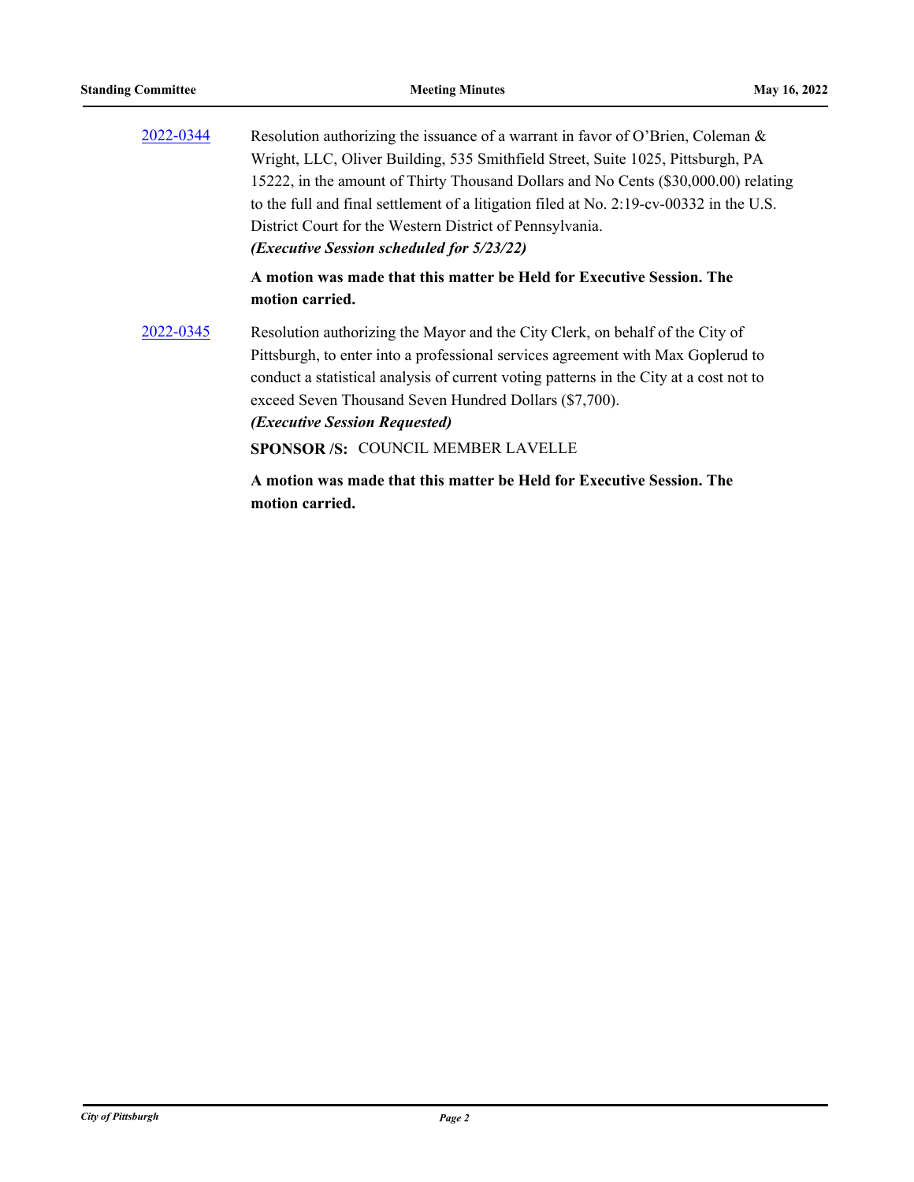2022-0344 Resolution authorizing the issuance of a warrant in favor of O'Brien, Coleman & Wright, LLC, Oliver Building, 535 Smithfield Street, Suite 1025, Pittsburgh, PA 15222, in the amount of Thirty Thousand Dollars and No Cents ($30,000.00) relating to the full and final settlement of a litigation filed at No. 2:19-cv-00332 in the U.S. District Court for the Western District of Pennsylvania.
***(Executive Session scheduled for 5/23/22)***

**A motion was made that this matter be Held for Executive Session. The motion carried.**

2022-0345 Resolution authorizing the Mayor and the City Clerk, on behalf of the City of Pittsburgh, to enter into a professional services agreement with Max Goplerud to conduct a statistical analysis of current voting patterns in the City at a cost not to exceed Seven Thousand Seven Hundred Dollars ($7,700).
***(Executive Session Requested)***

**SPONSOR /S:** COUNCIL MEMBER LAVELLE

**A motion was made that this matter be Held for Executive Session. The motion carried.**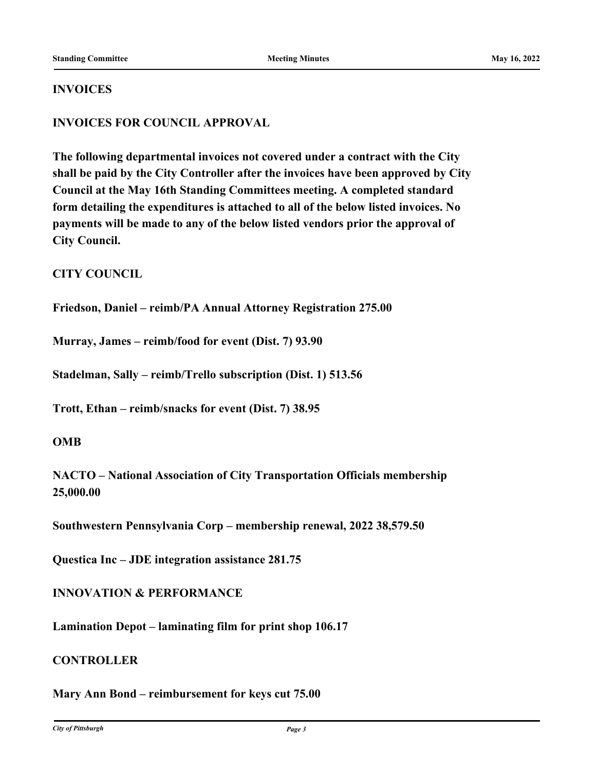## INVOICES

### INVOICES FOR COUNCIL APPROVAL

**The following departmental invoices not covered under a contract with the City shall be paid by the City Controller after the invoices have been approved by City Council at the May 16th Standing Committees meeting. A completed standard form detailing the expenditures is attached to all of the below listed invoices. No payments will be made to any of the below listed vendors prior the approval of City Council.**

**CITY COUNCIL**

**Friedson, Daniel – reimb/PA Annual Attorney Registration 275.00**

**Murray, James – reimb/food for event (Dist. 7) 93.90**

**Stadelman, Sally – reimb/Trello subscription (Dist. 1) 513.56**

**Trott, Ethan – reimb/snacks for event (Dist. 7) 38.95**

**OMB**

**NACTO – National Association of City Transportation Officials membership 25,000.00**

**Southwestern Pennsylvania Corp – membership renewal, 2022 38,579.50**

**Questica Inc – JDE integration assistance 281.75**

**INNOVATION & PERFORMANCE**

**Lamination Depot – laminating film for print shop 106.17**

**CONTROLLER**

**Mary Ann Bond – reimbursement for keys cut 75.00**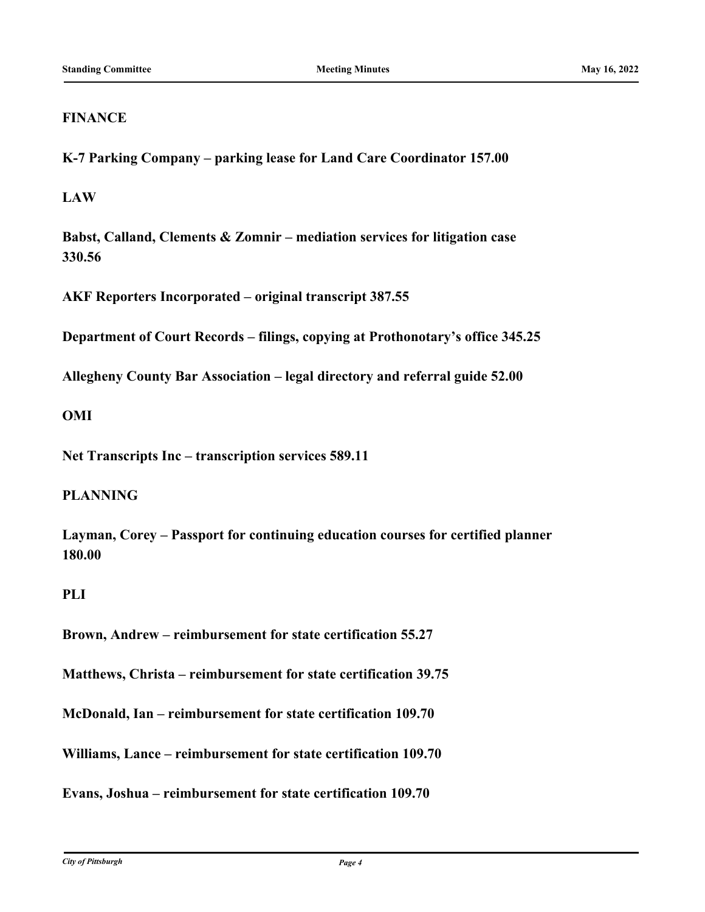**FINANCE**

**K-7 Parking Company – parking lease for Land Care Coordinator 157.00**

**LAW**

**Babst, Calland, Clements & Zomnir – mediation services for litigation case 330.56**

**AKF Reporters Incorporated – original transcript 387.55**

**Department of Court Records – filings, copying at Prothonotary's office 345.25**

**Allegheny County Bar Association – legal directory and referral guide 52.00**

**OMI**

**Net Transcripts Inc – transcription services 589.11**

**PLANNING**

**Layman, Corey – Passport for continuing education courses for certified planner 180.00**

**PLI**

**Brown, Andrew – reimbursement for state certification 55.27**

**Matthews, Christa – reimbursement for state certification 39.75**

**McDonald, Ian – reimbursement for state certification 109.70**

**Williams, Lance – reimbursement for state certification 109.70**

**Evans, Joshua – reimbursement for state certification 109.70**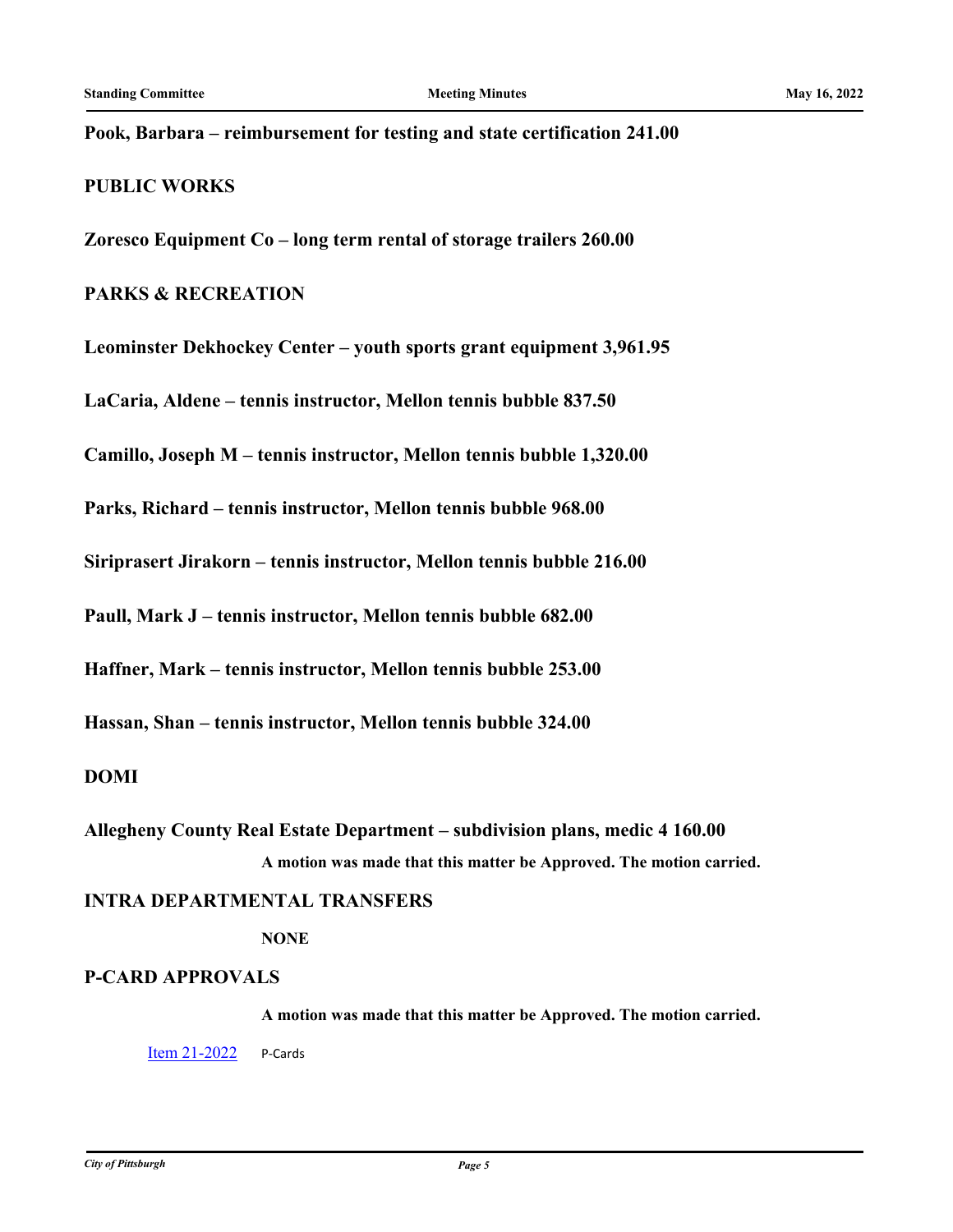**Pook, Barbara – reimbursement for testing and state certification 241.00**

**PUBLIC WORKS**

**Zoresco Equipment Co – long term rental of storage trailers 260.00**

**PARKS & RECREATION**

**Leominster Dekhockey Center – youth sports grant equipment 3,961.95**

**LaCaria, Aldene – tennis instructor, Mellon tennis bubble 837.50**

**Camillo, Joseph M – tennis instructor, Mellon tennis bubble 1,320.00**

**Parks, Richard – tennis instructor, Mellon tennis bubble 968.00**

**Siriprasert Jirakorn – tennis instructor, Mellon tennis bubble 216.00**

**Paull, Mark J – tennis instructor, Mellon tennis bubble 682.00**

**Haffner, Mark – tennis instructor, Mellon tennis bubble 253.00**

**Hassan, Shan – tennis instructor, Mellon tennis bubble 324.00**

**DOMI**

**Allegheny County Real Estate Department – subdivision plans, medic 4 160.00**

**A motion was made that this matter be Approved. The motion carried.**

**INTRA DEPARTMENTAL TRANSFERS**

**NONE**

**P-CARD APPROVALS**

**A motion was made that this matter be Approved. The motion carried.**

Item 21-2022 P-Cards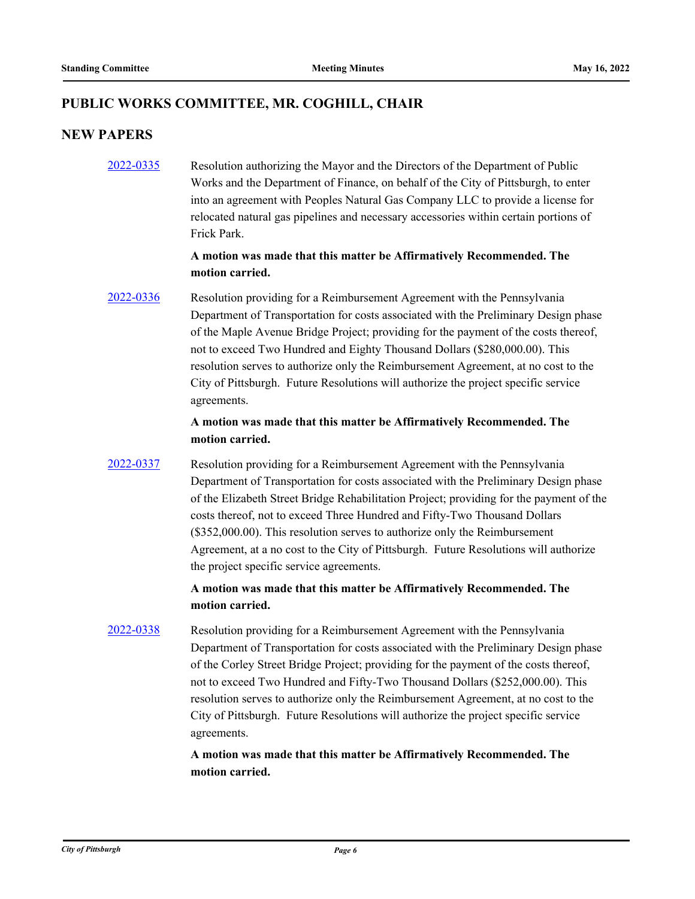## PUBLIC WORKS COMMITTEE, MR. COGHILL, CHAIR

## NEW PAPERS

[2022-0335](2022-0335) Resolution authorizing the Mayor and the Directors of the Department of Public Works and the Department of Finance, on behalf of the City of Pittsburgh, to enter into an agreement with Peoples Natural Gas Company LLC to provide a license for relocated natural gas pipelines and necessary accessories within certain portions of Frick Park.

**A motion was made that this matter be Affirmatively Recommended. The motion carried.**

[2022-0336](2022-0336) Resolution providing for a Reimbursement Agreement with the Pennsylvania Department of Transportation for costs associated with the Preliminary Design phase of the Maple Avenue Bridge Project; providing for the payment of the costs thereof, not to exceed Two Hundred and Eighty Thousand Dollars ($280,000.00). This resolution serves to authorize only the Reimbursement Agreement, at no cost to the City of Pittsburgh. Future Resolutions will authorize the project specific service agreements.

**A motion was made that this matter be Affirmatively Recommended. The motion carried.**

[2022-0337](2022-0337) Resolution providing for a Reimbursement Agreement with the Pennsylvania Department of Transportation for costs associated with the Preliminary Design phase of the Elizabeth Street Bridge Rehabilitation Project; providing for the payment of the costs thereof, not to exceed Three Hundred and Fifty-Two Thousand Dollars ($352,000.00). This resolution serves to authorize only the Reimbursement Agreement, at a no cost to the City of Pittsburgh. Future Resolutions will authorize the project specific service agreements.

**A motion was made that this matter be Affirmatively Recommended. The motion carried.**

[2022-0338](2022-0338) Resolution providing for a Reimbursement Agreement with the Pennsylvania Department of Transportation for costs associated with the Preliminary Design phase of the Corley Street Bridge Project; providing for the payment of the costs thereof, not to exceed Two Hundred and Fifty-Two Thousand Dollars ($252,000.00). This resolution serves to authorize only the Reimbursement Agreement, at no cost to the City of Pittsburgh. Future Resolutions will authorize the project specific service agreements.

**A motion was made that this matter be Affirmatively Recommended. The motion carried.**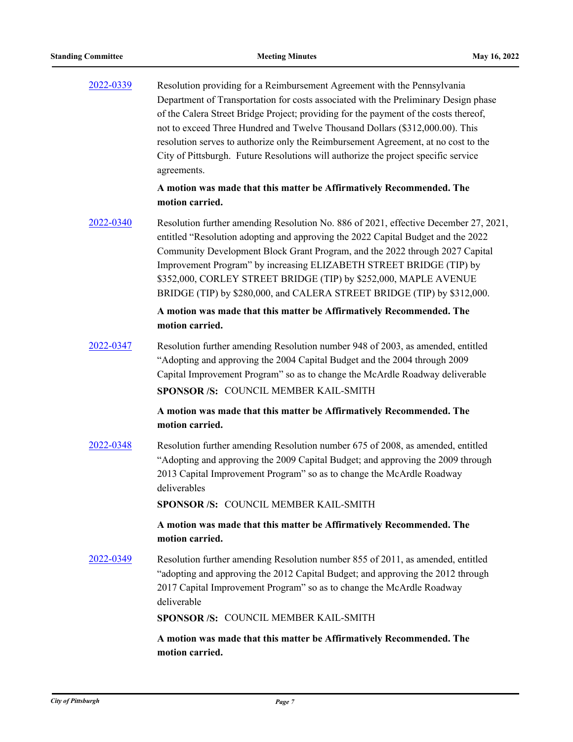2022-0339 Resolution providing for a Reimbursement Agreement with the Pennsylvania Department of Transportation for costs associated with the Preliminary Design phase of the Calera Street Bridge Project; providing for the payment of the costs thereof, not to exceed Three Hundred and Twelve Thousand Dollars ($312,000.00). This resolution serves to authorize only the Reimbursement Agreement, at no cost to the City of Pittsburgh. Future Resolutions will authorize the project specific service agreements.

**A motion was made that this matter be Affirmatively Recommended. The motion carried.**

2022-0340 Resolution further amending Resolution No. 886 of 2021, effective December 27, 2021, entitled "Resolution adopting and approving the 2022 Capital Budget and the 2022 Community Development Block Grant Program, and the 2022 through 2027 Capital Improvement Program" by increasing ELIZABETH STREET BRIDGE (TIP) by $352,000, CORLEY STREET BRIDGE (TIP) by $252,000, MAPLE AVENUE BRIDGE (TIP) by $280,000, and CALERA STREET BRIDGE (TIP) by $312,000.

**A motion was made that this matter be Affirmatively Recommended. The motion carried.**

2022-0347 Resolution further amending Resolution number 948 of 2003, as amended, entitled "Adopting and approving the 2004 Capital Budget and the 2004 through 2009 Capital Improvement Program" so as to change the McArdle Roadway deliverable

**SPONSOR /S:** COUNCIL MEMBER KAIL-SMITH

**A motion was made that this matter be Affirmatively Recommended. The motion carried.**

2022-0348 Resolution further amending Resolution number 675 of 2008, as amended, entitled "Adopting and approving the 2009 Capital Budget; and approving the 2009 through 2013 Capital Improvement Program" so as to change the McArdle Roadway deliverables

**SPONSOR /S:** COUNCIL MEMBER KAIL-SMITH

**A motion was made that this matter be Affirmatively Recommended. The motion carried.**

2022-0349 Resolution further amending Resolution number 855 of 2011, as amended, entitled "adopting and approving the 2012 Capital Budget; and approving the 2012 through 2017 Capital Improvement Program" so as to change the McArdle Roadway deliverable

**SPONSOR /S:** COUNCIL MEMBER KAIL-SMITH

**A motion was made that this matter be Affirmatively Recommended. The motion carried.**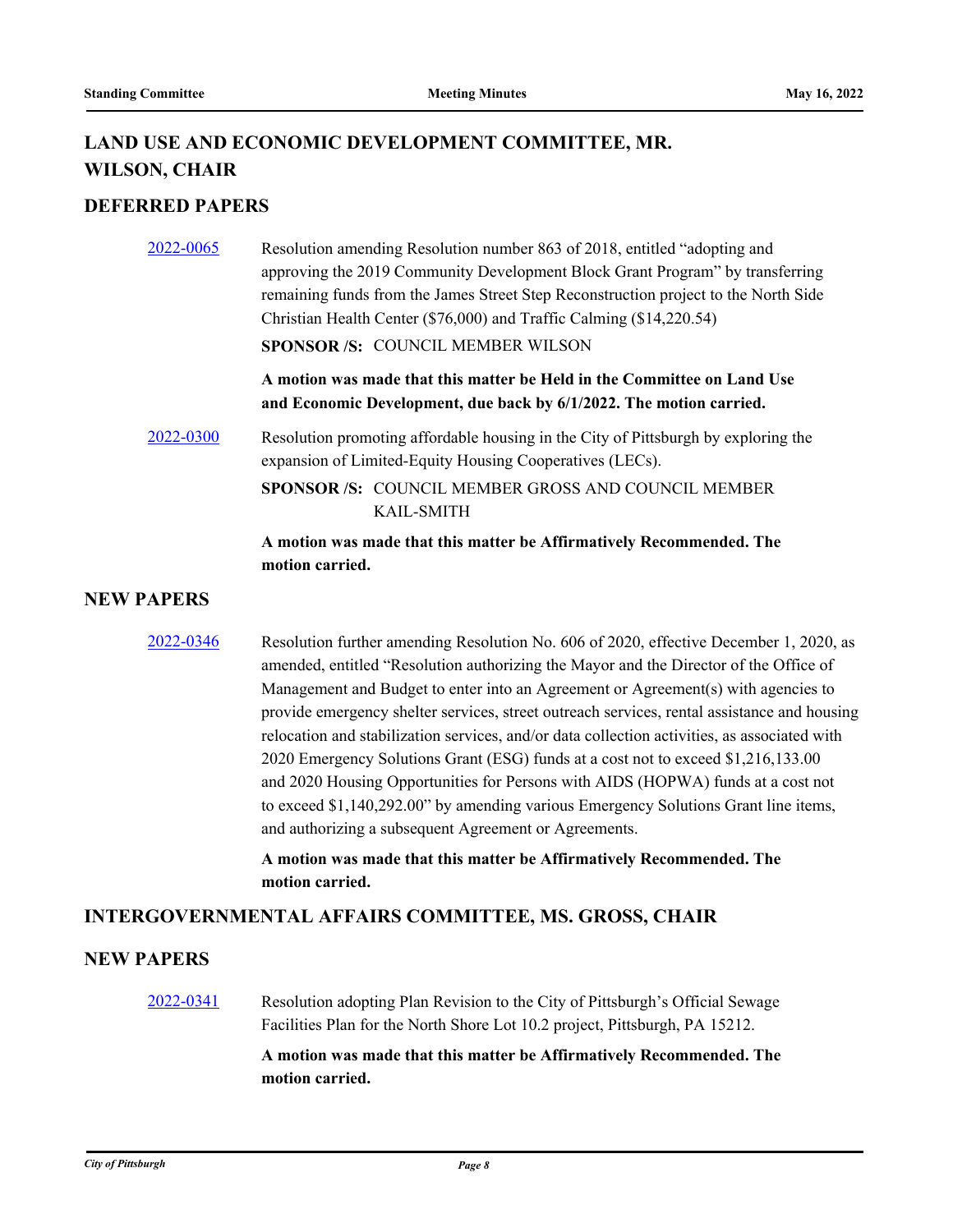## LAND USE AND ECONOMIC DEVELOPMENT COMMITTEE, MR. WILSON, CHAIR

### DEFERRED PAPERS

[2022-0065](2022-0065) Resolution amending Resolution number 863 of 2018, entitled "adopting and approving the 2019 Community Development Block Grant Program" by transferring remaining funds from the James Street Step Reconstruction project to the North Side Christian Health Center ($76,000) and Traffic Calming ($14,220.54)

**SPONSOR /S:** COUNCIL MEMBER WILSON

**A motion was made that this matter be Held in the Committee on Land Use and Economic Development, due back by 6/1/2022. The motion carried.**

[2022-0300](2022-0300) Resolution promoting affordable housing in the City of Pittsburgh by exploring the expansion of Limited-Equity Housing Cooperatives (LECs).

**SPONSOR /S:** COUNCIL MEMBER GROSS AND COUNCIL MEMBER KAIL-SMITH

**A motion was made that this matter be Affirmatively Recommended. The motion carried.**

### NEW PAPERS

[2022-0346](2022-0346) Resolution further amending Resolution No. 606 of 2020, effective December 1, 2020, as amended, entitled "Resolution authorizing the Mayor and the Director of the Office of Management and Budget to enter into an Agreement or Agreement(s) with agencies to provide emergency shelter services, street outreach services, rental assistance and housing relocation and stabilization services, and/or data collection activities, as associated with 2020 Emergency Solutions Grant (ESG) funds at a cost not to exceed $1,216,133.00 and 2020 Housing Opportunities for Persons with AIDS (HOPWA) funds at a cost not to exceed $1,140,292.00" by amending various Emergency Solutions Grant line items, and authorizing a subsequent Agreement or Agreements.

**A motion was made that this matter be Affirmatively Recommended. The motion carried.**

## INTERGOVERNMENTAL AFFAIRS COMMITTEE, MS. GROSS, CHAIR

### NEW PAPERS

[2022-0341](2022-0341) Resolution adopting Plan Revision to the City of Pittsburgh's Official Sewage Facilities Plan for the North Shore Lot 10.2 project, Pittsburgh, PA 15212.

**A motion was made that this matter be Affirmatively Recommended. The motion carried.**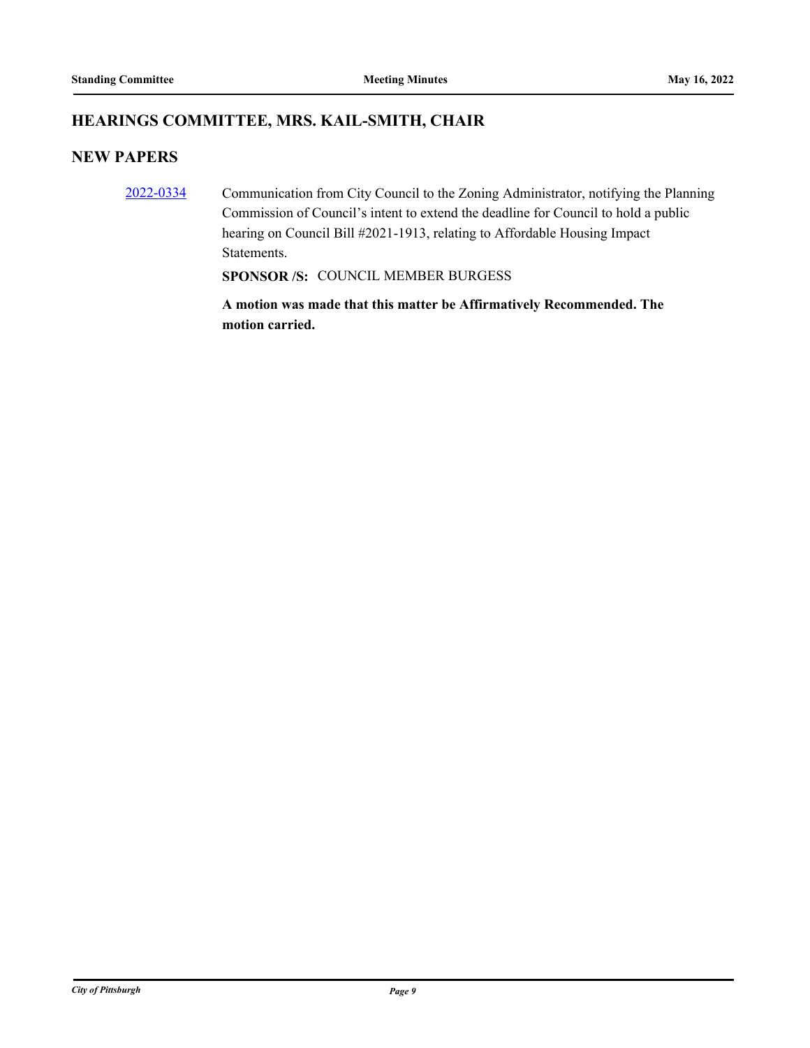## HEARINGS COMMITTEE, MRS. KAIL-SMITH, CHAIR

## NEW PAPERS

2022-0334 Communication from City Council to the Zoning Administrator, notifying the Planning Commission of Council's intent to extend the deadline for Council to hold a public hearing on Council Bill #2021-1913, relating to Affordable Housing Impact Statements.

**SPONSOR /S:** COUNCIL MEMBER BURGESS

**A motion was made that this matter be Affirmatively Recommended. The motion carried.**